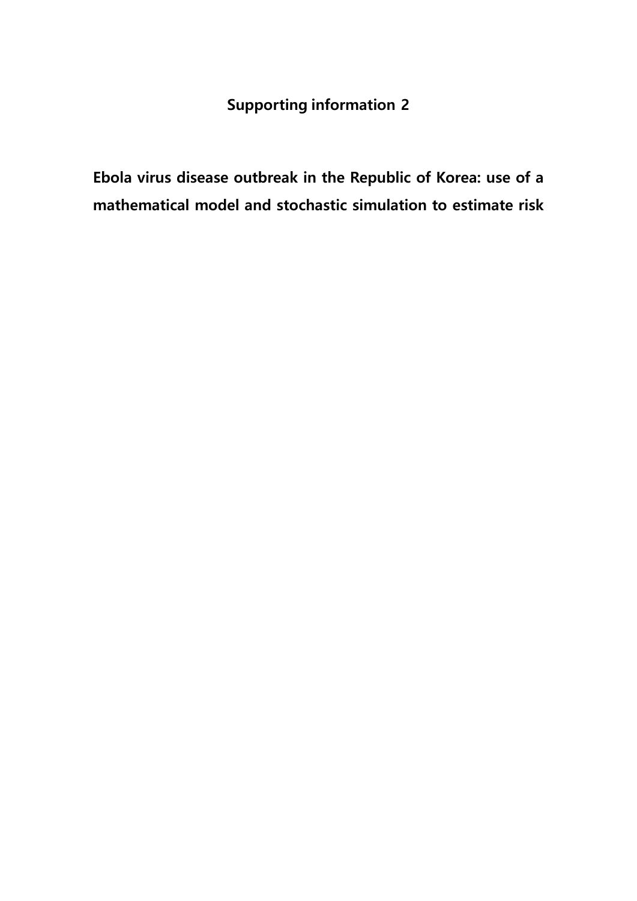# Supporting information 2

## Ebola virus disease outbreak in the Republic of Korea: use of a mathematical model and stochastic simulation to estimate risk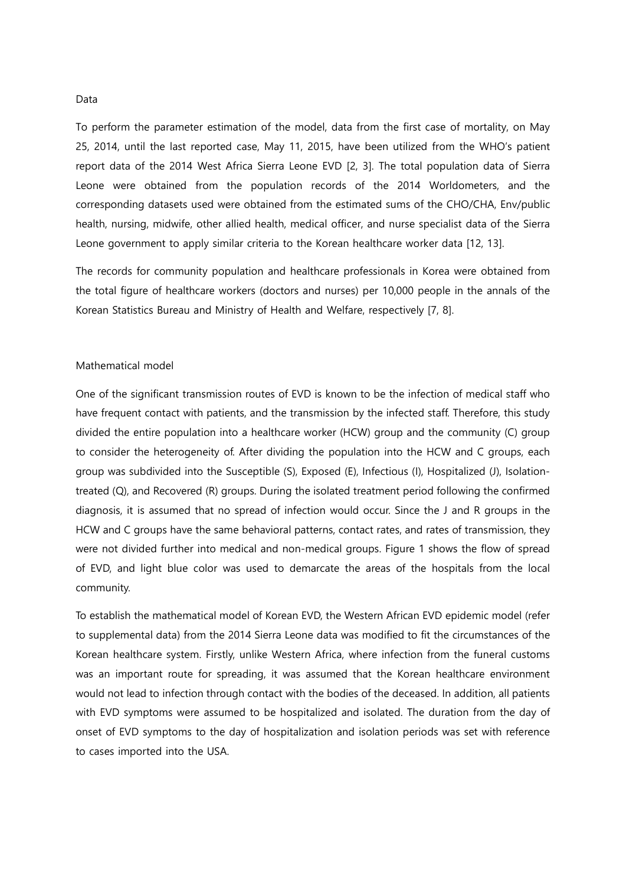## Data

To perform the parameter estimation of the model, data from the first case of mortality, on May 25, 2014, until the last reported case, May 11, 2015, have been utilized from the WHO's patient report data of the 2014 West Africa Sierra Leone EVD [2, 3]. The total population data of Sierra Leone were obtained from the population records of the 2014 Worldometers, and the corresponding datasets used were obtained from the estimated sums of the CHO/CHA, Env/public health, nursing, midwife, other allied health, medical officer, and nurse specialist data of the Sierra Leone government to apply similar criteria to the Korean healthcare worker data [12, 13].

The records for community population and healthcare professionals in Korea were obtained from the total figure of healthcare workers (doctors and nurses) per 10,000 people in the annals of the Korean Statistics Bureau and Ministry of Health and Welfare, respectively [7, 8].

## Mathematical model

One of the significant transmission routes of EVD is known to be the infection of medical staff who have frequent contact with patients, and the transmission by the infected staff. Therefore, this study divided the entire population into a healthcare worker (HCW) group and the community (C) group to consider the heterogeneity of. After dividing the population into the HCW and C groups, each group was subdivided into the Susceptible (S), Exposed (E), Infectious (I), Hospitalized (J), Isolation-treated (Q), and Recovered (R) groups. During the isolated treatment period following the confirmed diagnosis, it is assumed that no spread of infection would occur. Since the J and R groups in the HCW and C groups have the same behavioral patterns, contact rates, and rates of transmission, they were not divided further into medical and non-medical groups. Figure 1 shows the flow of spread of EVD, and light blue color was used to demarcate the areas of the hospitals from the local community.

To establish the mathematical model of Korean EVD, the Western African EVD epidemic model (refer to supplemental data) from the 2014 Sierra Leone data was modified to fit the circumstances of the Korean healthcare system. Firstly, unlike Western Africa, where infection from the funeral customs was an important route for spreading, it was assumed that the Korean healthcare environment would not lead to infection through contact with the bodies of the deceased. In addition, all patients with EVD symptoms were assumed to be hospitalized and isolated. The duration from the day of onset of EVD symptoms to the day of hospitalization and isolation periods was set with reference to cases imported into the USA.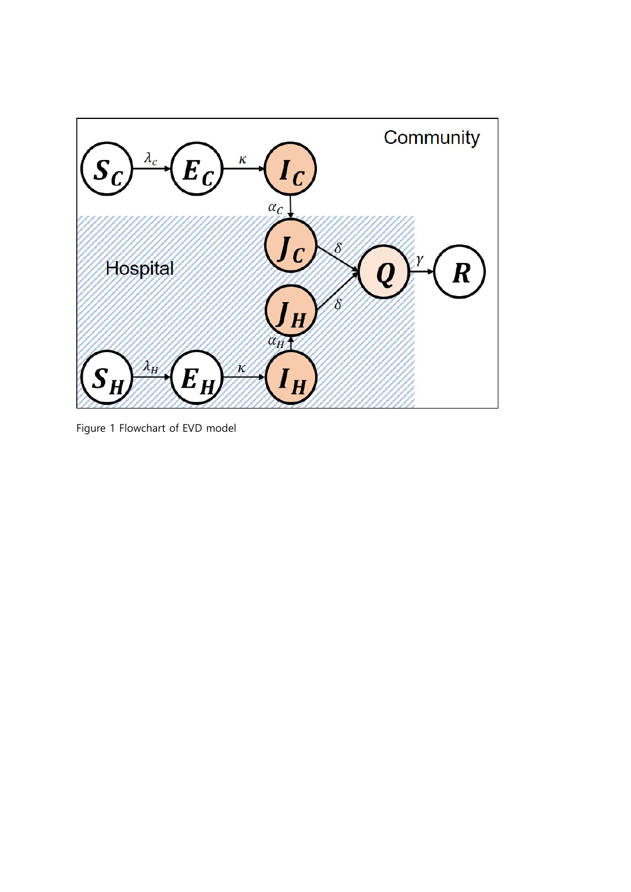Figure 1 Flowchart of EVD model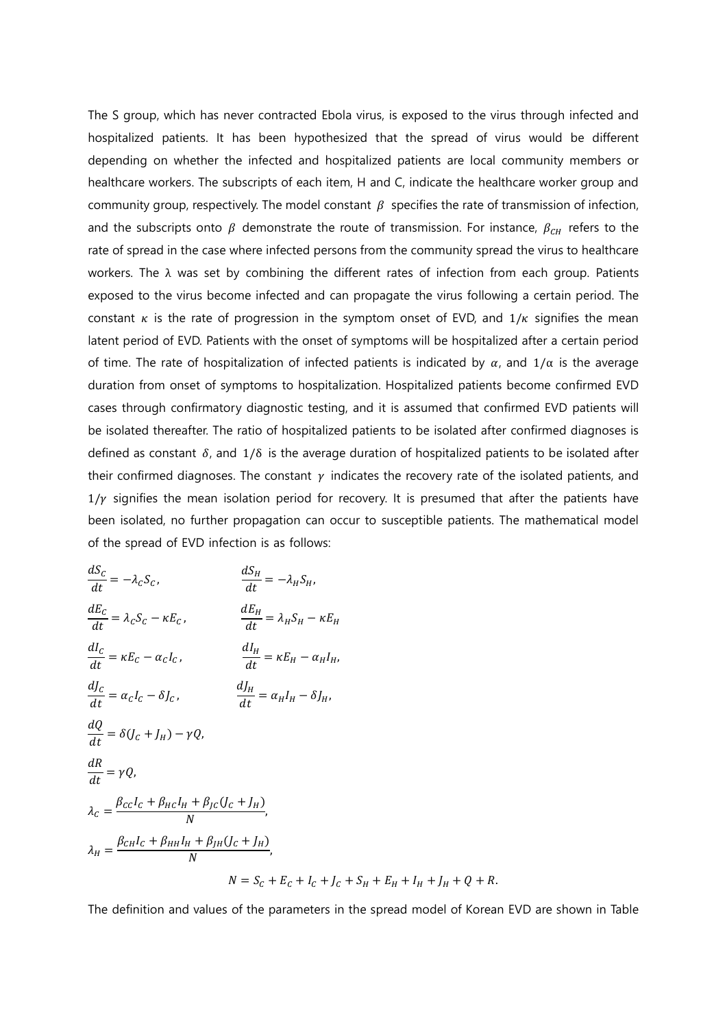The S group, which has never contracted Ebola virus, is exposed to the virus through infected and hospitalized patients. It has been hypothesized that the spread of virus would be different depending on whether the infected and hospitalized patients are local community members or healthcare workers. The subscripts of each item, H and C, indicate the healthcare worker group and community group, respectively. The model constant $\beta$ specifies the rate of transmission of infection, and the subscripts onto $\beta$ demonstrate the route of transmission. For instance, $\beta_{CH}$ refers to the rate of spread in the case where infected persons from the community spread the virus to healthcare workers. The $\lambda$ was set by combining the different rates of infection from each group. Patients exposed to the virus become infected and can propagate the virus following a certain period. The constant $\kappa$ is the rate of progression in the symptom onset of EVD, and $1/\kappa$ signifies the mean latent period of EVD. Patients with the onset of symptoms will be hospitalized after a certain period of time. The rate of hospitalization of infected patients is indicated by $\alpha$, and $1/\alpha$ is the average duration from onset of symptoms to hospitalization. Hospitalized patients become confirmed EVD cases through confirmatory diagnostic testing, and it is assumed that confirmed EVD patients will be isolated thereafter. The ratio of hospitalized patients to be isolated after confirmed diagnoses is defined as constant $\delta$, and $1/\delta$ is the average duration of hospitalized patients to be isolated after their confirmed diagnoses. The constant $\gamma$ indicates the recovery rate of the isolated patients, and $1/\gamma$ signifies the mean isolation period for recovery. It is presumed that after the patients have been isolated, no further propagation can occur to susceptible patients. The mathematical model of the spread of EVD infection is as follows:

$$\frac{dS_C}{dt} = -\lambda_C S_C, \qquad \frac{dS_H}{dt} = -\lambda_H S_H,$$

$$\frac{dE_C}{dt} = \lambda_C S_C - \kappa E_C, \qquad \frac{dE_H}{dt} = \lambda_H S_H - \kappa E_H$$

$$\frac{dI_C}{dt} = \kappa E_C - \alpha_C I_C, \qquad \frac{dI_H}{dt} = \kappa E_H - \alpha_H I_H,$$

$$\frac{dJ_C}{dt} = \alpha_C I_C - \delta J_C, \qquad \frac{dJ_H}{dt} = \alpha_H I_H - \delta J_H,$$

$$\frac{dQ}{dt} = \delta(J_C + J_H) - \gamma Q,$$

$$\frac{dR}{dt} = \gamma Q,$$

$$\lambda_C = \frac{\beta_{CC} I_C + \beta_{HC} I_H + \beta_{JC}(J_C + J_H)}{N},$$

$$\lambda_H = \frac{\beta_{CH} I_C + \beta_{HH} I_H + \beta_{JH}(J_C + J_H)}{N},$$

$$N = S_C + E_C + I_C + J_C + S_H + E_H + I_H + J_H + Q + R.$$

The definition and values of the parameters in the spread model of Korean EVD are shown in Table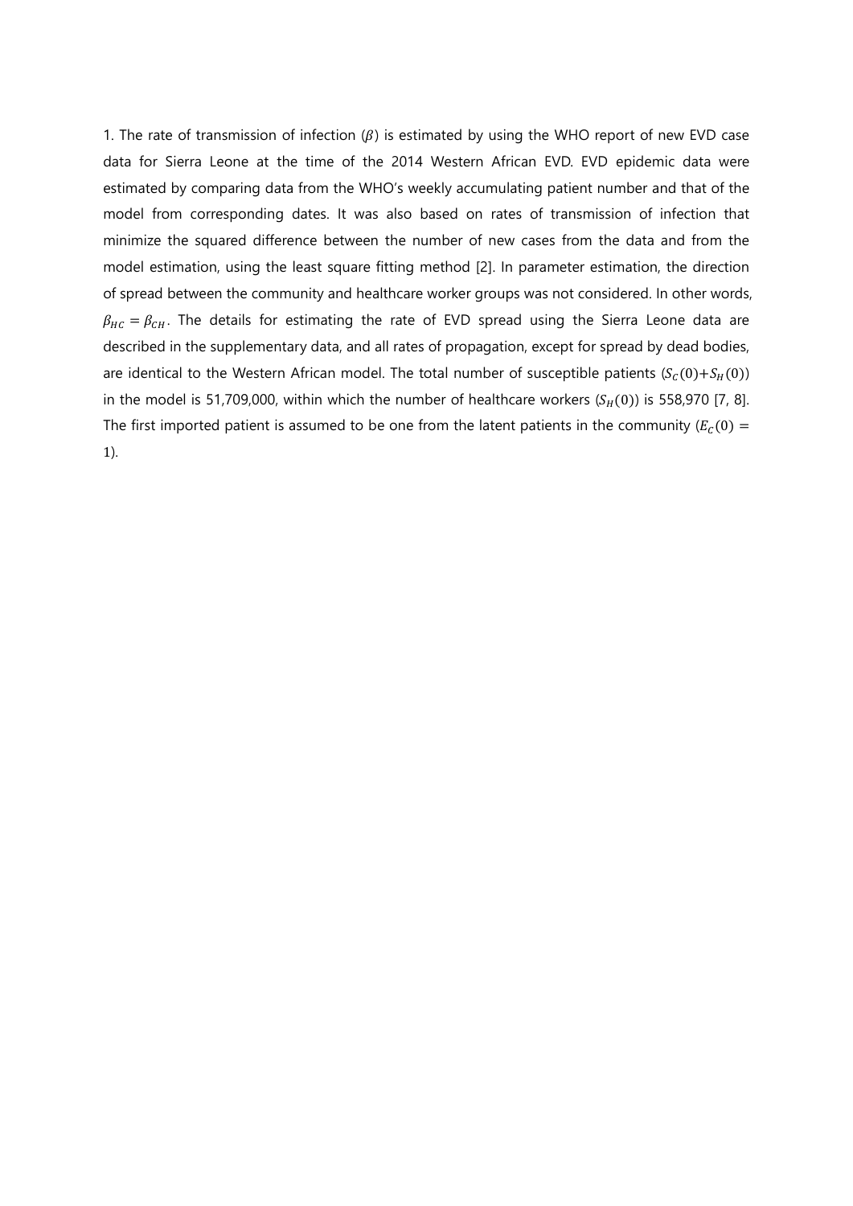1. The rate of transmission of infection ($\beta$) is estimated by using the WHO report of new EVD case data for Sierra Leone at the time of the 2014 Western African EVD. EVD epidemic data were estimated by comparing data from the WHO's weekly accumulating patient number and that of the model from corresponding dates. It was also based on rates of transmission of infection that minimize the squared difference between the number of new cases from the data and from the model estimation, using the least square fitting method [2]. In parameter estimation, the direction of spread between the community and healthcare worker groups was not considered. In other words, $\beta_{HC} = \beta_{CH}$. The details for estimating the rate of EVD spread using the Sierra Leone data are described in the supplementary data, and all rates of propagation, except for spread by dead bodies, are identical to the Western African model. The total number of susceptible patients ($S_C(0)+S_H(0)$) in the model is 51,709,000, within which the number of healthcare workers ($S_H(0)$) is 558,970 [7, 8]. The first imported patient is assumed to be one from the latent patients in the community ($E_C(0) = 1$).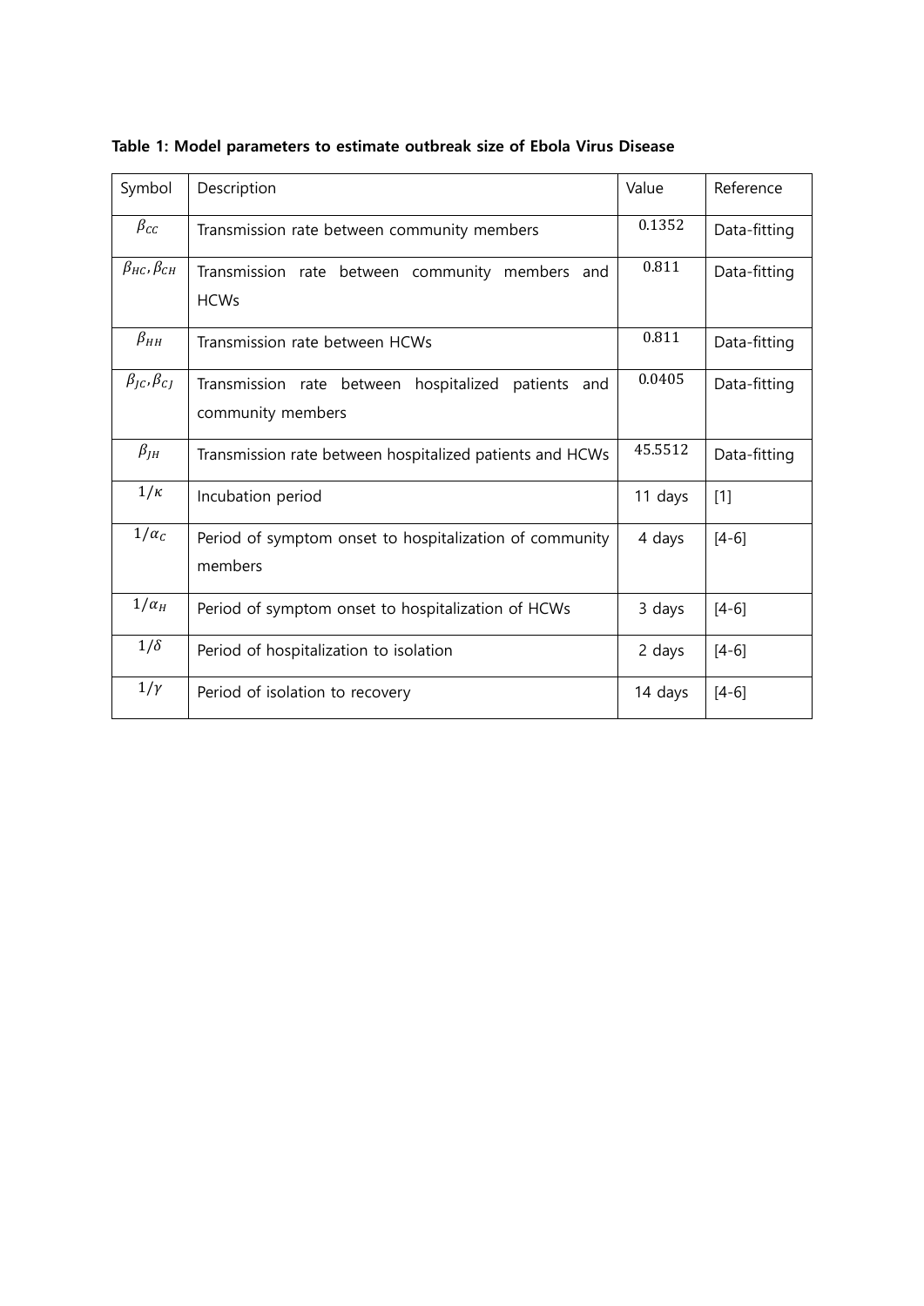**Table 1: Model parameters to estimate outbreak size of Ebola Virus Disease**

| Symbol | Description | Value | Reference |
|---|---|---|---|
| $\beta_{CC}$ | Transmission rate between community members | 0.1352 | Data-fitting |
| $\beta_{HC}, \beta_{CH}$ | Transmission rate between community members and HCWs | 0.811 | Data-fitting |
| $\beta_{HH}$ | Transmission rate between HCWs | 0.811 | Data-fitting |
| $\beta_{JC}, \beta_{CJ}$ | Transmission rate between hospitalized patients and community members | 0.0405 | Data-fitting |
| $\beta_{JH}$ | Transmission rate between hospitalized patients and HCWs | 45.5512 | Data-fitting |
| $1/\kappa$ | Incubation period | 11 days | [1] |
| $1/\alpha_C$ | Period of symptom onset to hospitalization of community members | 4 days | [4-6] |
| $1/\alpha_H$ | Period of symptom onset to hospitalization of HCWs | 3 days | [4-6] |
| $1/\delta$ | Period of hospitalization to isolation | 2 days | [4-6] |
| $1/\gamma$ | Period of isolation to recovery | 14 days | [4-6] |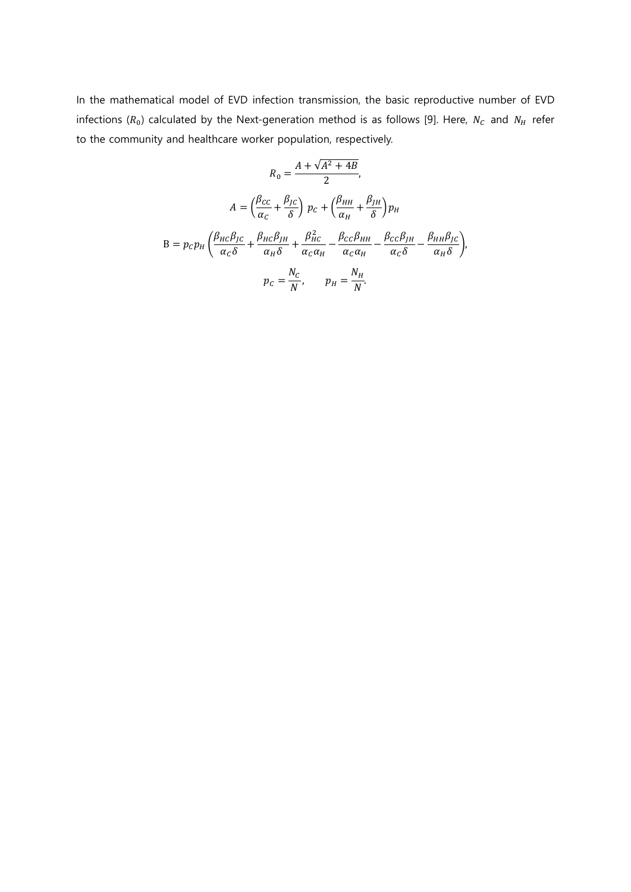In the mathematical model of EVD infection transmission, the basic reproductive number of EVD infections ($R_0$) calculated by the Next-generation method is as follows [9]. Here, $N_C$ and $N_H$ refer to the community and healthcare worker population, respectively.

$$R_0 = \frac{A + \sqrt{A^2 + 4B}}{2},$$

$$A = \left(\frac{\beta_{CC}}{\alpha_C} + \frac{\beta_{JC}}{\delta}\right) p_C + \left(\frac{\beta_{HH}}{\alpha_H} + \frac{\beta_{JH}}{\delta}\right) p_H$$

$$\mathrm{B} = p_C p_H \left(\frac{\beta_{HC}\beta_{JC}}{\alpha_C \delta} + \frac{\beta_{HC}\beta_{JH}}{\alpha_H \delta} + \frac{\beta_{HC}^2}{\alpha_C \alpha_H} - \frac{\beta_{CC}\beta_{HH}}{\alpha_C \alpha_H} - \frac{\beta_{CC}\beta_{JH}}{\alpha_C \delta} - \frac{\beta_{HH}\beta_{JC}}{\alpha_H \delta}\right),$$

$$p_C = \frac{N_C}{N}, \qquad p_H = \frac{N_H}{N}.$$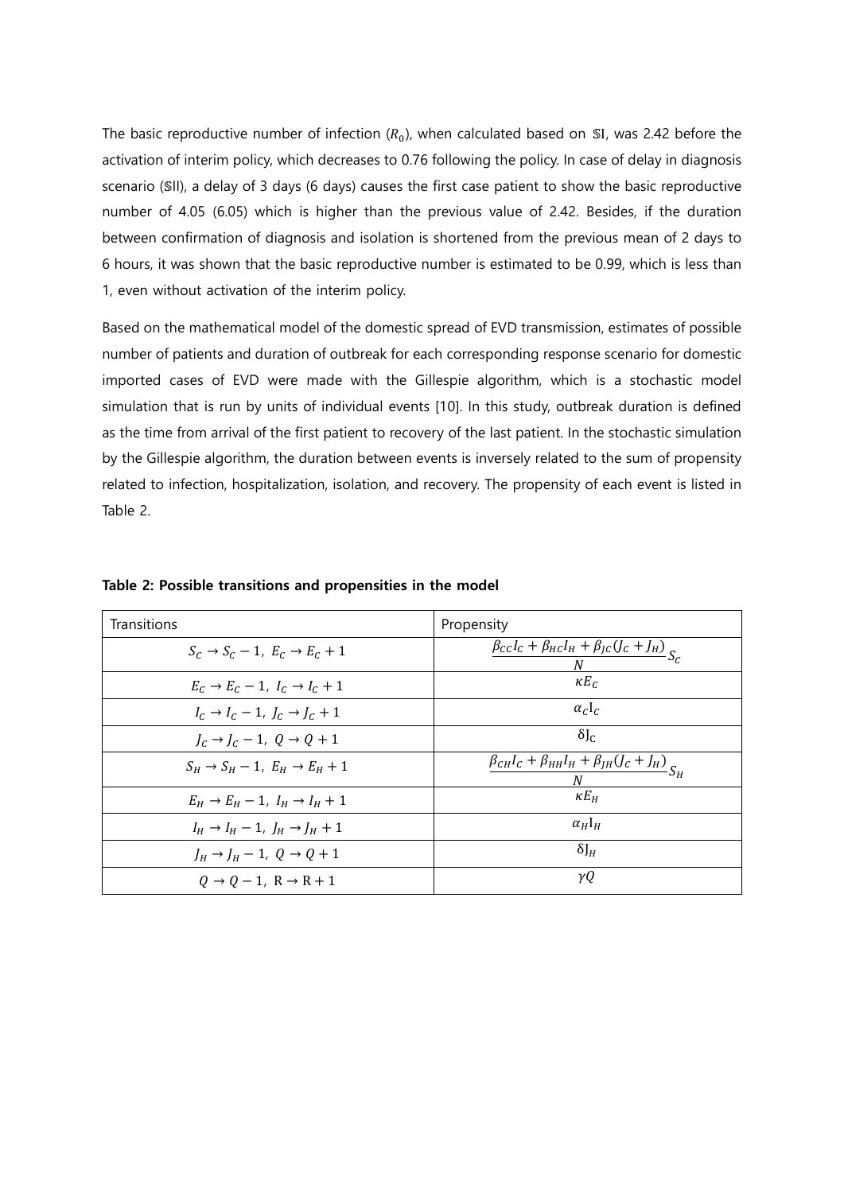The basic reproductive number of infection ($R_0$), when calculated based on $\mathbb{S}$I, was 2.42 before the activation of interim policy, which decreases to 0.76 following the policy. In case of delay in diagnosis scenario ($\mathbb{S}$II), a delay of 3 days (6 days) causes the first case patient to show the basic reproductive number of 4.05 (6.05) which is higher than the previous value of 2.42. Besides, if the duration between confirmation of diagnosis and isolation is shortened from the previous mean of 2 days to 6 hours, it was shown that the basic reproductive number is estimated to be 0.99, which is less than 1, even without activation of the interim policy.

Based on the mathematical model of the domestic spread of EVD transmission, estimates of possible number of patients and duration of outbreak for each corresponding response scenario for domestic imported cases of EVD were made with the Gillespie algorithm, which is a stochastic model simulation that is run by units of individual events [10]. In this study, outbreak duration is defined as the time from arrival of the first patient to recovery of the last patient. In the stochastic simulation by the Gillespie algorithm, the duration between events is inversely related to the sum of propensity related to infection, hospitalization, isolation, and recovery. The propensity of each event is listed in Table 2.

**Table 2: Possible transitions and propensities in the model**

| Transitions | Propensity |
|---|---|
| $S_C \to S_C - 1,\ E_C \to E_C + 1$ | $\frac{\beta_{CC} I_C + \beta_{HC} I_H + \beta_{JC}(J_C + J_H)}{N} S_C$ |
| $E_C \to E_C - 1,\ I_C \to I_C + 1$ | $\kappa E_C$ |
| $I_C \to I_C - 1,\ J_C \to J_C + 1$ | $\alpha_C \mathrm{I}_C$ |
| $J_C \to J_C - 1,\ Q \to Q + 1$ | $\delta \mathrm{J}_\mathrm{C}$ |
| $S_H \to S_H - 1,\ E_H \to E_H + 1$ | $\frac{\beta_{CH} I_C + \beta_{HH} I_H + \beta_{JH}(J_C + J_H)}{N} S_H$ |
| $E_H \to E_H - 1,\ I_H \to I_H + 1$ | $\kappa E_H$ |
| $I_H \to I_H - 1,\ J_H \to J_H + 1$ | $\alpha_H \mathrm{I}_H$ |
| $J_H \to J_H - 1,\ Q \to Q + 1$ | $\delta \mathrm{J}_H$ |
| $Q \to Q - 1,\ \mathrm{R} \to \mathrm{R} + 1$ | $\gamma Q$ |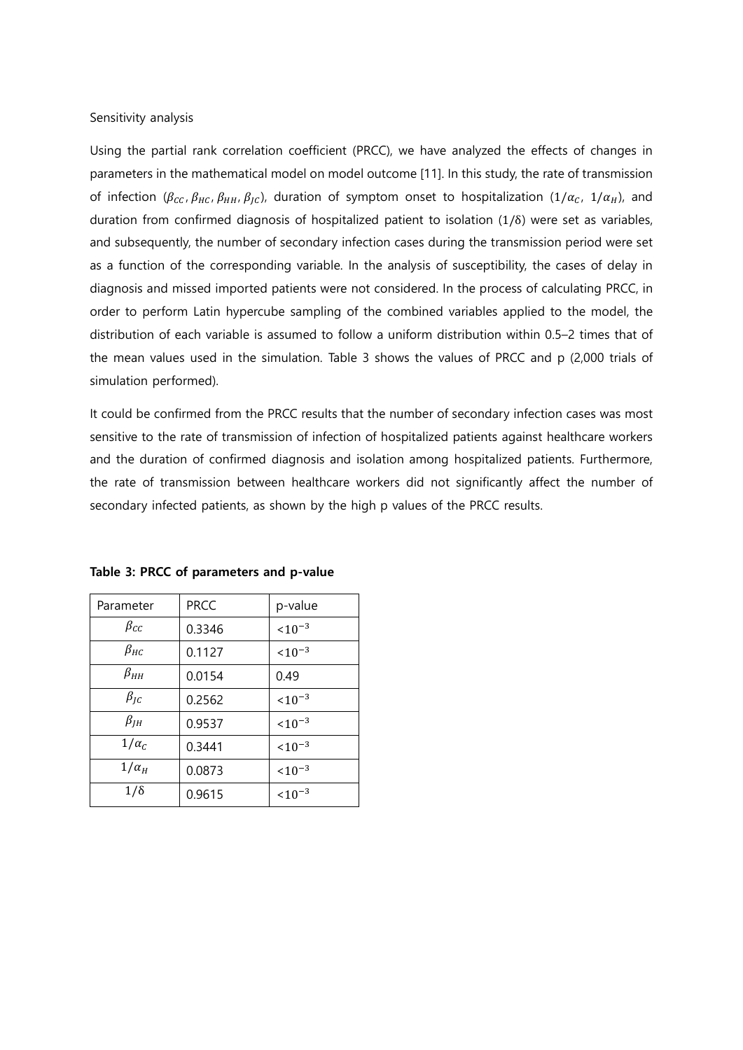Sensitivity analysis

Using the partial rank correlation coefficient (PRCC), we have analyzed the effects of changes in parameters in the mathematical model on model outcome [11]. In this study, the rate of transmission of infection ($\beta_{CC}$, $\beta_{HC}$, $\beta_{HH}$, $\beta_{JC}$), duration of symptom onset to hospitalization ($1/\alpha_C$, $1/\alpha_H$), and duration from confirmed diagnosis of hospitalized patient to isolation ($1/\delta$) were set as variables, and subsequently, the number of secondary infection cases during the transmission period were set as a function of the corresponding variable. In the analysis of susceptibility, the cases of delay in diagnosis and missed imported patients were not considered. In the process of calculating PRCC, in order to perform Latin hypercube sampling of the combined variables applied to the model, the distribution of each variable is assumed to follow a uniform distribution within 0.5–2 times that of the mean values used in the simulation. Table 3 shows the values of PRCC and p (2,000 trials of simulation performed).

It could be confirmed from the PRCC results that the number of secondary infection cases was most sensitive to the rate of transmission of infection of hospitalized patients against healthcare workers and the duration of confirmed diagnosis and isolation among hospitalized patients. Furthermore, the rate of transmission between healthcare workers did not significantly affect the number of secondary infected patients, as shown by the high p values of the PRCC results.

**Table 3: PRCC of parameters and p-value**

| Parameter | PRCC | p-value |
|---|---|---|
| $\beta_{CC}$ | 0.3346 | $<10^{-3}$ |
| $\beta_{HC}$ | 0.1127 | $<10^{-3}$ |
| $\beta_{HH}$ | 0.0154 | 0.49 |
| $\beta_{JC}$ | 0.2562 | $<10^{-3}$ |
| $\beta_{JH}$ | 0.9537 | $<10^{-3}$ |
| $1/\alpha_C$ | 0.3441 | $<10^{-3}$ |
| $1/\alpha_H$ | 0.0873 | $<10^{-3}$ |
| $1/\delta$ | 0.9615 | $<10^{-3}$ |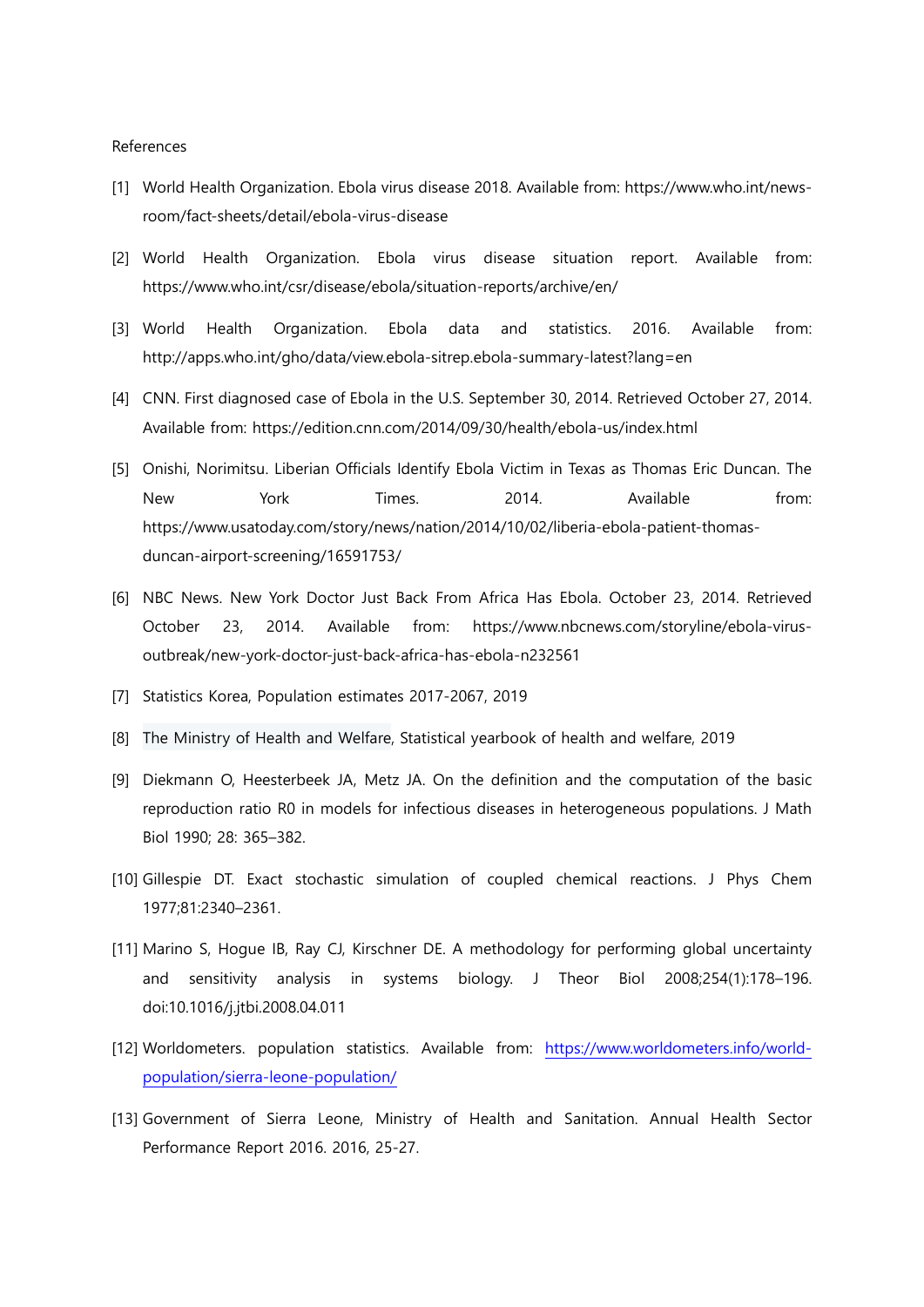References

[1] World Health Organization. Ebola virus disease 2018. Available from: https://www.who.int/news-room/fact-sheets/detail/ebola-virus-disease

[2] World Health Organization. Ebola virus disease situation report. Available from: https://www.who.int/csr/disease/ebola/situation-reports/archive/en/

[3] World Health Organization. Ebola data and statistics. 2016. Available from: http://apps.who.int/gho/data/view.ebola-sitrep.ebola-summary-latest?lang=en

[4] CNN. First diagnosed case of Ebola in the U.S. September 30, 2014. Retrieved October 27, 2014. Available from: https://edition.cnn.com/2014/09/30/health/ebola-us/index.html

[5] Onishi, Norimitsu. Liberian Officials Identify Ebola Victim in Texas as Thomas Eric Duncan. The New York Times. 2014. Available from: https://www.usatoday.com/story/news/nation/2014/10/02/liberia-ebola-patient-thomas-duncan-airport-screening/16591753/

[6] NBC News. New York Doctor Just Back From Africa Has Ebola. October 23, 2014. Retrieved October 23, 2014. Available from: https://www.nbcnews.com/storyline/ebola-virus-outbreak/new-york-doctor-just-back-africa-has-ebola-n232561

[7] Statistics Korea, Population estimates 2017-2067, 2019

[8] The Ministry of Health and Welfare, Statistical yearbook of health and welfare, 2019

[9] Diekmann O, Heesterbeek JA, Metz JA. On the definition and the computation of the basic reproduction ratio R0 in models for infectious diseases in heterogeneous populations. J Math Biol 1990; 28: 365–382.

[10] Gillespie DT. Exact stochastic simulation of coupled chemical reactions. J Phys Chem 1977;81:2340–2361.

[11] Marino S, Hogue IB, Ray CJ, Kirschner DE. A methodology for performing global uncertainty and sensitivity analysis in systems biology. J Theor Biol 2008;254(1):178–196. doi:10.1016/j.jtbi.2008.04.011

[12] Worldometers. population statistics. Available from: https://www.worldometers.info/world-population/sierra-leone-population/

[13] Government of Sierra Leone, Ministry of Health and Sanitation. Annual Health Sector Performance Report 2016. 2016, 25-27.